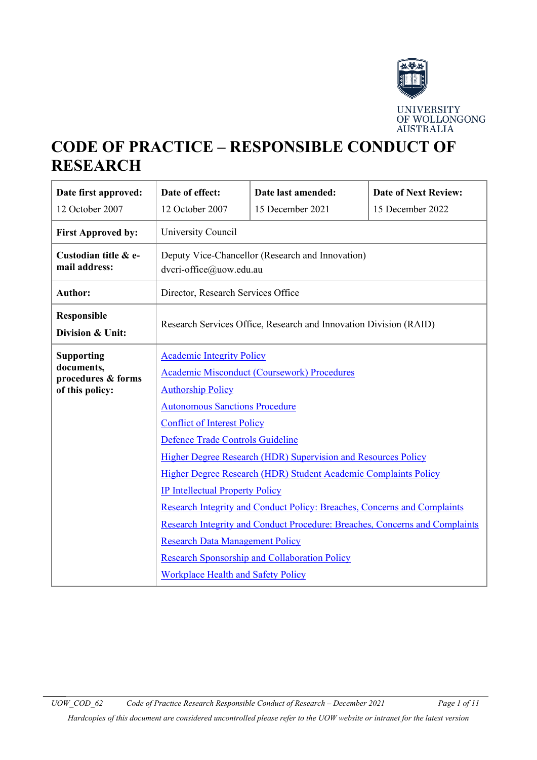UNIVERSITY OF WOLLONGONG AUSTRALIA

# CODE OF PRACTICE – RESPONSIBLE CONDUCT OF RESEARCH

| **Date first approved:** 12 October 2007 | **Date of effect:** 12 October 2007 | **Date last amended:** 15 December 2021 | **Date of Next Review:** 15 December 2022 |
|---|---|---|---|
| **First Approved by:** | University Council | | |
| **Custodian title & e-mail address:** | Deputy Vice-Chancellor (Research and Innovation) dvcri-office@uow.edu.au | | |
| **Author:** | Director, Research Services Office | | |
| **Responsible Division & Unit:** | Research Services Office, Research and Innovation Division (RAID) | | |
| **Supporting documents, procedures & forms of this policy:** | Academic Integrity Policy<br>Academic Misconduct (Coursework) Procedures<br>Authorship Policy<br>Autonomous Sanctions Procedure<br>Conflict of Interest Policy<br>Defence Trade Controls Guideline<br>Higher Degree Research (HDR) Supervision and Resources Policy<br>Higher Degree Research (HDR) Student Academic Complaints Policy<br>IP Intellectual Property Policy<br>Research Integrity and Conduct Policy: Breaches, Concerns and Complaints<br>Research Integrity and Conduct Procedure: Breaches, Concerns and Complaints<br>Research Data Management Policy<br>Research Sponsorship and Collaboration Policy<br>Workplace Health and Safety Policy | | |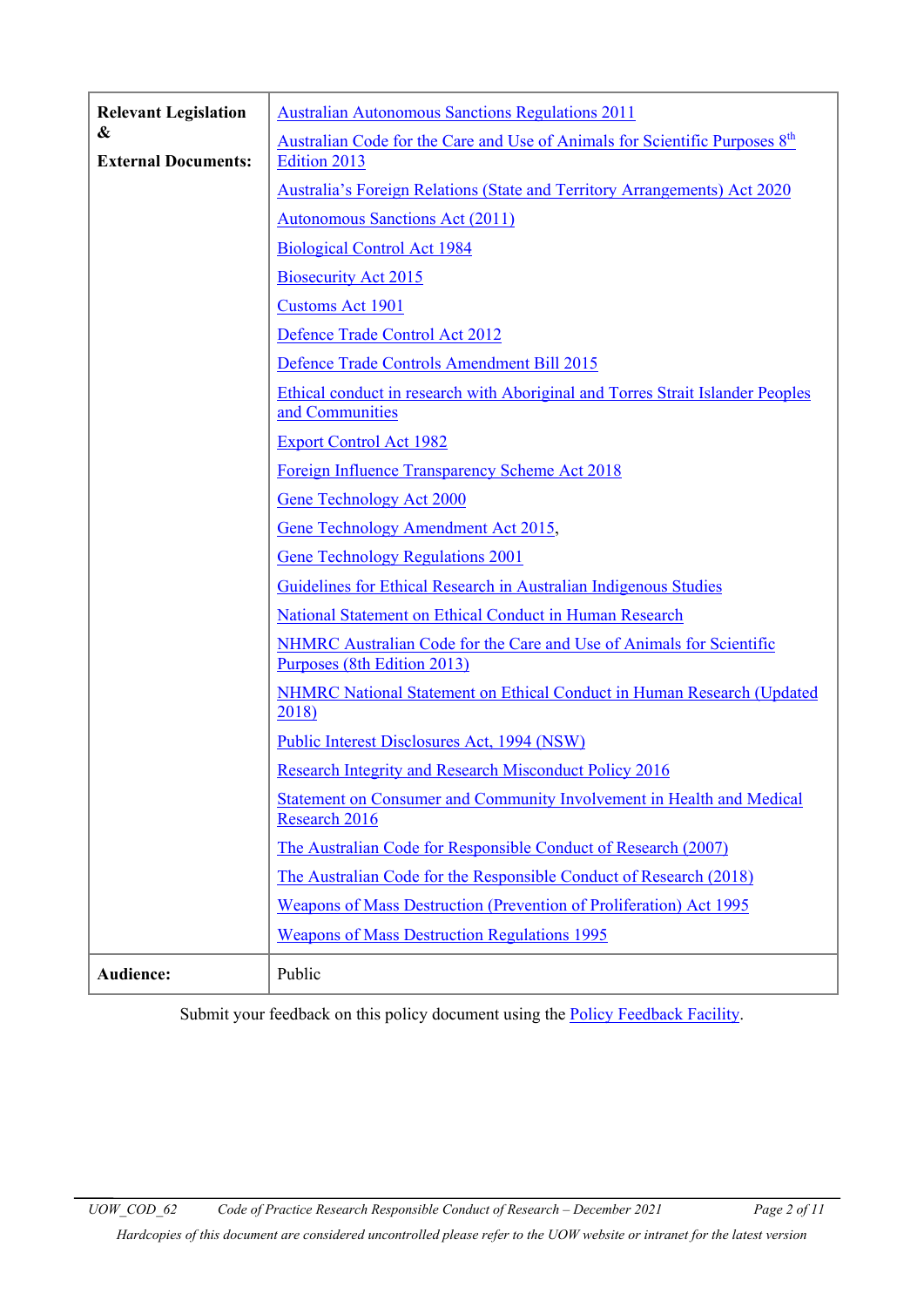| Relevant Legislation & External Documents: | Australian Autonomous Sanctions Regulations 2011<br>Australian Code for the Care and Use of Animals for Scientific Purposes 8th Edition 2013<br>Australia's Foreign Relations (State and Territory Arrangements) Act 2020<br>Autonomous Sanctions Act (2011)<br>Biological Control Act 1984<br>Biosecurity Act 2015<br>Customs Act 1901<br>Defence Trade Control Act 2012<br>Defence Trade Controls Amendment Bill 2015<br>Ethical conduct in research with Aboriginal and Torres Strait Islander Peoples and Communities<br>Export Control Act 1982<br>Foreign Influence Transparency Scheme Act 2018<br>Gene Technology Act 2000<br>Gene Technology Amendment Act 2015,<br>Gene Technology Regulations 2001<br>Guidelines for Ethical Research in Australian Indigenous Studies<br>National Statement on Ethical Conduct in Human Research<br>NHMRC Australian Code for the Care and Use of Animals for Scientific Purposes (8th Edition 2013)<br>NHMRC National Statement on Ethical Conduct in Human Research (Updated 2018)<br>Public Interest Disclosures Act, 1994 (NSW)<br>Research Integrity and Research Misconduct Policy 2016<br>Statement on Consumer and Community Involvement in Health and Medical Research 2016<br>The Australian Code for Responsible Conduct of Research (2007)<br>The Australian Code for the Responsible Conduct of Research (2018)<br>Weapons of Mass Destruction (Prevention of Proliferation) Act 1995<br>Weapons of Mass Destruction Regulations 1995 |
|---|---|
| **Audience:** | Public |

Submit your feedback on this policy document using the Policy Feedback Facility.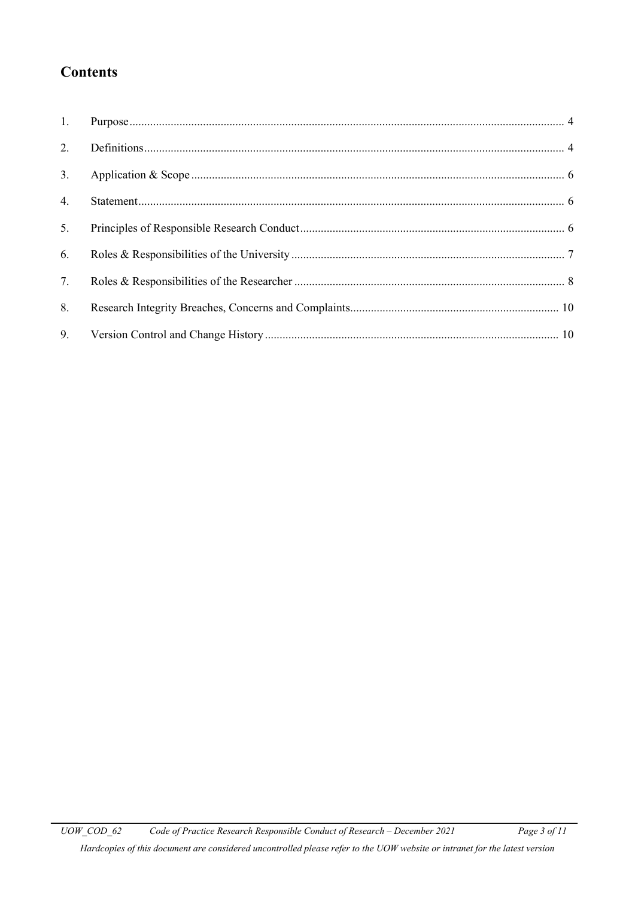## Contents

1. Purpose .................................................................................... 4
2. Definitions .................................................................................... 4
3. Application & Scope .................................................................................... 6
4. Statement .................................................................................... 6
5. Principles of Responsible Research Conduct .................................................................................... 6
6. Roles & Responsibilities of the University .................................................................................... 7
7. Roles & Responsibilities of the Researcher .................................................................................... 8
8. Research Integrity Breaches, Concerns and Complaints .................................................................................... 10
9. Version Control and Change History .................................................................................... 10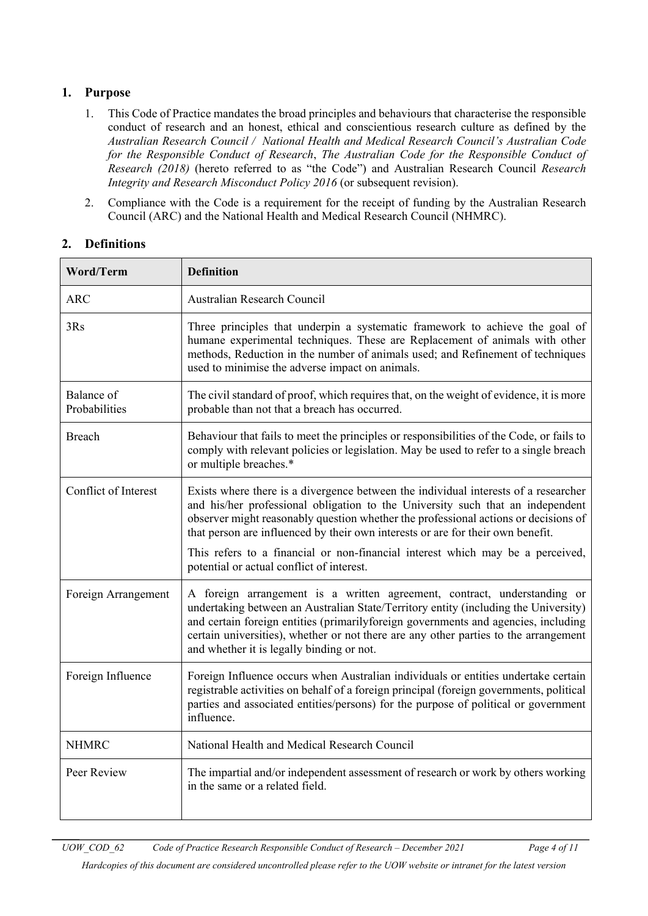## 1. Purpose

1. This Code of Practice mandates the broad principles and behaviours that characterise the responsible conduct of research and an honest, ethical and conscientious research culture as defined by the *Australian Research Council / National Health and Medical Research Council's Australian Code for the Responsible Conduct of Research*, *The Australian Code for the Responsible Conduct of Research (2018)* (hereto referred to as "the Code") and Australian Research Council *Research Integrity and Research Misconduct Policy 2016* (or subsequent revision).
2. Compliance with the Code is a requirement for the receipt of funding by the Australian Research Council (ARC) and the National Health and Medical Research Council (NHMRC).

## 2. Definitions

| Word/Term | Definition |
|---|---|
| ARC | Australian Research Council |
| 3Rs | Three principles that underpin a systematic framework to achieve the goal of humane experimental techniques. These are Replacement of animals with other methods, Reduction in the number of animals used; and Refinement of techniques used to minimise the adverse impact on animals. |
| Balance of Probabilities | The civil standard of proof, which requires that, on the weight of evidence, it is more probable than not that a breach has occurred. |
| Breach | Behaviour that fails to meet the principles or responsibilities of the Code, or fails to comply with relevant policies or legislation. May be used to refer to a single breach or multiple breaches.* |
| Conflict of Interest | Exists where there is a divergence between the individual interests of a researcher and his/her professional obligation to the University such that an independent observer might reasonably question whether the professional actions or decisions of that person are influenced by their own interests or are for their own benefit.<br><br>This refers to a financial or non-financial interest which may be a perceived, potential or actual conflict of interest. |
| Foreign Arrangement | A foreign arrangement is a written agreement, contract, understanding or undertaking between an Australian State/Territory entity (including the University) and certain foreign entities (primarilyforeign governments and agencies, including certain universities), whether or not there are any other parties to the arrangement and whether it is legally binding or not. |
| Foreign Influence | Foreign Influence occurs when Australian individuals or entities undertake certain registrable activities on behalf of a foreign principal (foreign governments, political parties and associated entities/persons) for the purpose of political or government influence. |
| NHMRC | National Health and Medical Research Council |
| Peer Review | The impartial and/or independent assessment of research or work by others working in the same or a related field. |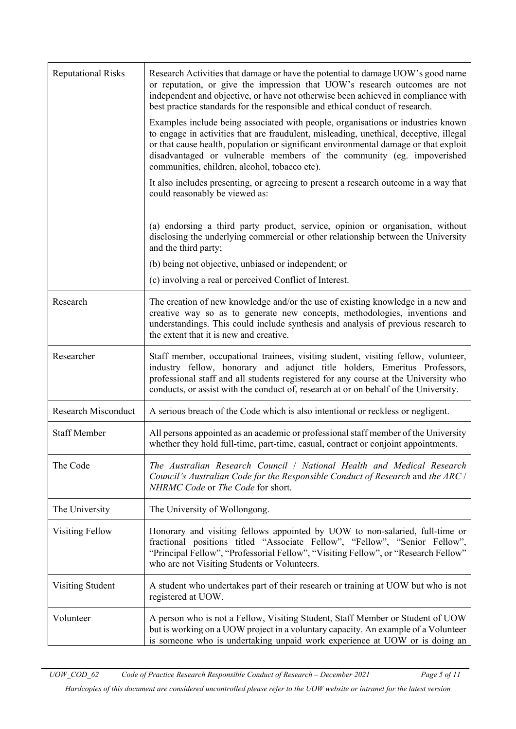| | |
|---|---|
| Reputational Risks | Research Activities that damage or have the potential to damage UOW's good name or reputation, or give the impression that UOW's research outcomes are not independent and objective, or have not otherwise been achieved in compliance with best practice standards for the responsible and ethical conduct of research.<br><br>Examples include being associated with people, organisations or industries known to engage in activities that are fraudulent, misleading, unethical, deceptive, illegal or that cause health, population or significant environmental damage or that exploit disadvantaged or vulnerable members of the community (eg. impoverished communities, children, alcohol, tobacco etc).<br><br>It also includes presenting, or agreeing to present a research outcome in a way that could reasonably be viewed as:<br><br>(a) endorsing a third party product, service, opinion or organisation, without disclosing the underlying commercial or other relationship between the University and the third party;<br><br>(b) being not objective, unbiased or independent; or<br><br>(c) involving a real or perceived Conflict of Interest. |
| Research | The creation of new knowledge and/or the use of existing knowledge in a new and creative way so as to generate new concepts, methodologies, inventions and understandings. This could include synthesis and analysis of previous research to the extent that it is new and creative. |
| Researcher | Staff member, occupational trainees, visiting student, visiting fellow, volunteer, industry fellow, honorary and adjunct title holders, Emeritus Professors, professional staff and all students registered for any course at the University who conducts, or assist with the conduct of, research at or on behalf of the University. |
| Research Misconduct | A serious breach of the Code which is also intentional or reckless or negligent. |
| Staff Member | All persons appointed as an academic or professional staff member of the University whether they hold full-time, part-time, casual, contract or conjoint appointments. |
| The Code | *The Australian Research Council / National Health and Medical Research Council's Australian Code for the Responsible Conduct of Research* and *the ARC / NHRMC Code* or *The Code* for short. |
| The University | The University of Wollongong. |
| Visiting Fellow | Honorary and visiting fellows appointed by UOW to non-salaried, full-time or fractional positions titled "Associate Fellow", "Fellow", "Senior Fellow", "Principal Fellow", "Professorial Fellow", "Visiting Fellow", or "Research Fellow" who are not Visiting Students or Volunteers. |
| Visiting Student | A student who undertakes part of their research or training at UOW but who is not registered at UOW. |
| Volunteer | A person who is not a Fellow, Visiting Student, Staff Member or Student of UOW but is working on a UOW project in a voluntary capacity. An example of a Volunteer is someone who is undertaking unpaid work experience at UOW or is doing an |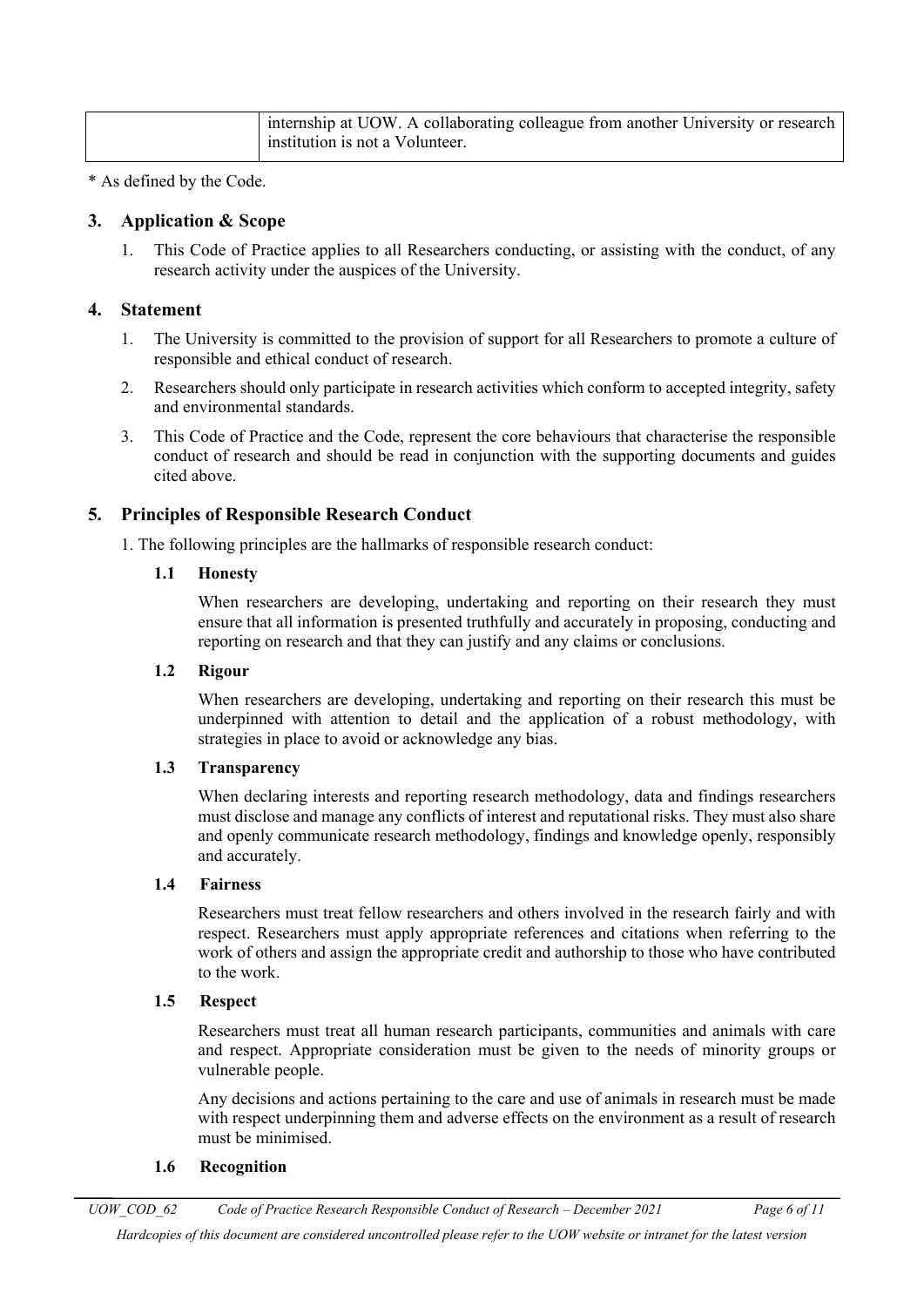| | |
|---|---|
| | internship at UOW. A collaborating colleague from another University or research institution is not a Volunteer. |

* As defined by the Code.

## 3. Application & Scope

1. This Code of Practice applies to all Researchers conducting, or assisting with the conduct, of any research activity under the auspices of the University.

## 4. Statement

1. The University is committed to the provision of support for all Researchers to promote a culture of responsible and ethical conduct of research.
2. Researchers should only participate in research activities which conform to accepted integrity, safety and environmental standards.
3. This Code of Practice and the Code, represent the core behaviours that characterise the responsible conduct of research and should be read in conjunction with the supporting documents and guides cited above.

## 5. Principles of Responsible Research Conduct

1. The following principles are the hallmarks of responsible research conduct:

### 1.1 Honesty

When researchers are developing, undertaking and reporting on their research they must ensure that all information is presented truthfully and accurately in proposing, conducting and reporting on research and that they can justify and any claims or conclusions.

### 1.2 Rigour

When researchers are developing, undertaking and reporting on their research this must be underpinned with attention to detail and the application of a robust methodology, with strategies in place to avoid or acknowledge any bias.

### 1.3 Transparency

When declaring interests and reporting research methodology, data and findings researchers must disclose and manage any conflicts of interest and reputational risks. They must also share and openly communicate research methodology, findings and knowledge openly, responsibly and accurately.

### 1.4 Fairness

Researchers must treat fellow researchers and others involved in the research fairly and with respect. Researchers must apply appropriate references and citations when referring to the work of others and assign the appropriate credit and authorship to those who have contributed to the work.

### 1.5 Respect

Researchers must treat all human research participants, communities and animals with care and respect. Appropriate consideration must be given to the needs of minority groups or vulnerable people.

Any decisions and actions pertaining to the care and use of animals in research must be made with respect underpinning them and adverse effects on the environment as a result of research must be minimised.

### 1.6 Recognition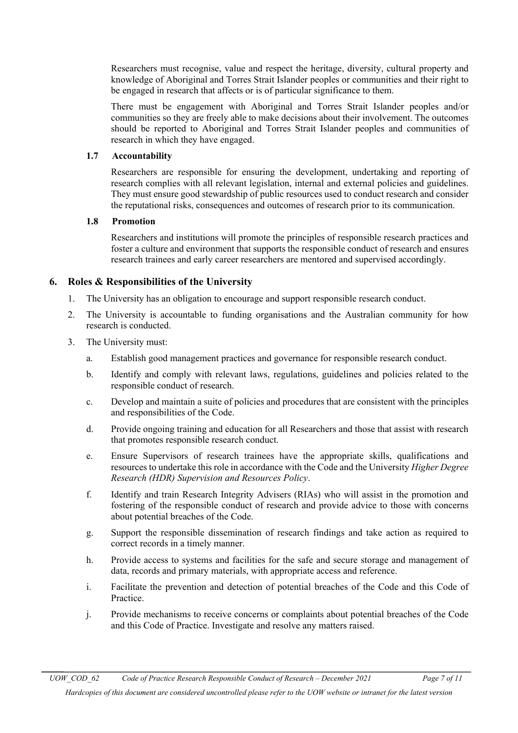Researchers must recognise, value and respect the heritage, diversity, cultural property and knowledge of Aboriginal and Torres Strait Islander peoples or communities and their right to be engaged in research that affects or is of particular significance to them.

There must be engagement with Aboriginal and Torres Strait Islander peoples and/or communities so they are freely able to make decisions about their involvement. The outcomes should be reported to Aboriginal and Torres Strait Islander peoples and communities of research in which they have engaged.

### 1.7 Accountability

Researchers are responsible for ensuring the development, undertaking and reporting of research complies with all relevant legislation, internal and external policies and guidelines. They must ensure good stewardship of public resources used to conduct research and consider the reputational risks, consequences and outcomes of research prior to its communication.

### 1.8 Promotion

Researchers and institutions will promote the principles of responsible research practices and foster a culture and environment that supports the responsible conduct of research and ensures research trainees and early career researchers are mentored and supervised accordingly.

## 6. Roles & Responsibilities of the University

1. The University has an obligation to encourage and support responsible research conduct.
2. The University is accountable to funding organisations and the Australian community for how research is conducted.
3. The University must:
   a. Establish good management practices and governance for responsible research conduct.
   
   b. Identify and comply with relevant laws, regulations, guidelines and policies related to the responsible conduct of research.
   
   c. Develop and maintain a suite of policies and procedures that are consistent with the principles and responsibilities of the Code.
   
   d. Provide ongoing training and education for all Researchers and those that assist with research that promotes responsible research conduct.
   
   e. Ensure Supervisors of research trainees have the appropriate skills, qualifications and resources to undertake this role in accordance with the Code and the University *Higher Degree Research (HDR) Supervision and Resources Policy*.
   
   f. Identify and train Research Integrity Advisers (RIAs) who will assist in the promotion and fostering of the responsible conduct of research and provide advice to those with concerns about potential breaches of the Code.
   
   g. Support the responsible dissemination of research findings and take action as required to correct records in a timely manner.
   
   h. Provide access to systems and facilities for the safe and secure storage and management of data, records and primary materials, with appropriate access and reference.
   
   i. Facilitate the prevention and detection of potential breaches of the Code and this Code of Practice.
   
   j. Provide mechanisms to receive concerns or complaints about potential breaches of the Code and this Code of Practice. Investigate and resolve any matters raised.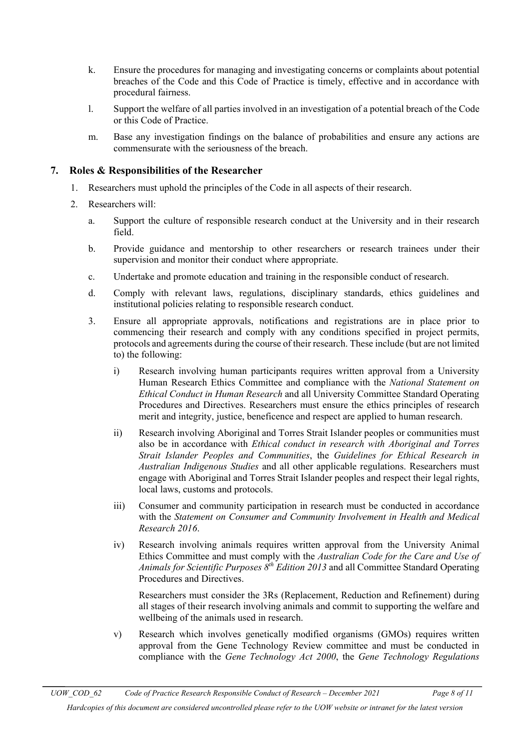k. Ensure the procedures for managing and investigating concerns or complaints about potential breaches of the Code and this Code of Practice is timely, effective and in accordance with procedural fairness.

l. Support the welfare of all parties involved in an investigation of a potential breach of the Code or this Code of Practice.

m. Base any investigation findings on the balance of probabilities and ensure any actions are commensurate with the seriousness of the breach.

## 7. Roles & Responsibilities of the Researcher

1. Researchers must uphold the principles of the Code in all aspects of their research.
2. Researchers will:
    a. Support the culture of responsible research conduct at the University and in their research field.
    b. Provide guidance and mentorship to other researchers or research trainees under their supervision and monitor their conduct where appropriate.
    c. Undertake and promote education and training in the responsible conduct of research.
    d. Comply with relevant laws, regulations, disciplinary standards, ethics guidelines and institutional policies relating to responsible research conduct.
3. Ensure all appropriate approvals, notifications and registrations are in place prior to commencing their research and comply with any conditions specified in project permits, protocols and agreements during the course of their research. These include (but are not limited to) the following:
    i) Research involving human participants requires written approval from a University Human Research Ethics Committee and compliance with the *National Statement on Ethical Conduct in Human Research* and all University Committee Standard Operating Procedures and Directives. Researchers must ensure the ethics principles of research merit and integrity, justice, beneficence and respect are applied to human research.
    ii) Research involving Aboriginal and Torres Strait Islander peoples or communities must also be in accordance with *Ethical conduct in research with Aboriginal and Torres Strait Islander Peoples and Communities*, the *Guidelines for Ethical Research in Australian Indigenous Studies* and all other applicable regulations. Researchers must engage with Aboriginal and Torres Strait Islander peoples and respect their legal rights, local laws, customs and protocols.
    iii) Consumer and community participation in research must be conducted in accordance with the *Statement on Consumer and Community Involvement in Health and Medical Research 2016*.
    iv) Research involving animals requires written approval from the University Animal Ethics Committee and must comply with the *Australian Code for the Care and Use of Animals for Scientific Purposes 8th Edition 2013* and all Committee Standard Operating Procedures and Directives.

        Researchers must consider the 3Rs (Replacement, Reduction and Refinement) during all stages of their research involving animals and commit to supporting the welfare and wellbeing of the animals used in research.
    v) Research which involves genetically modified organisms (GMOs) requires written approval from the Gene Technology Review committee and must be conducted in compliance with the *Gene Technology Act 2000*, the *Gene Technology Regulations*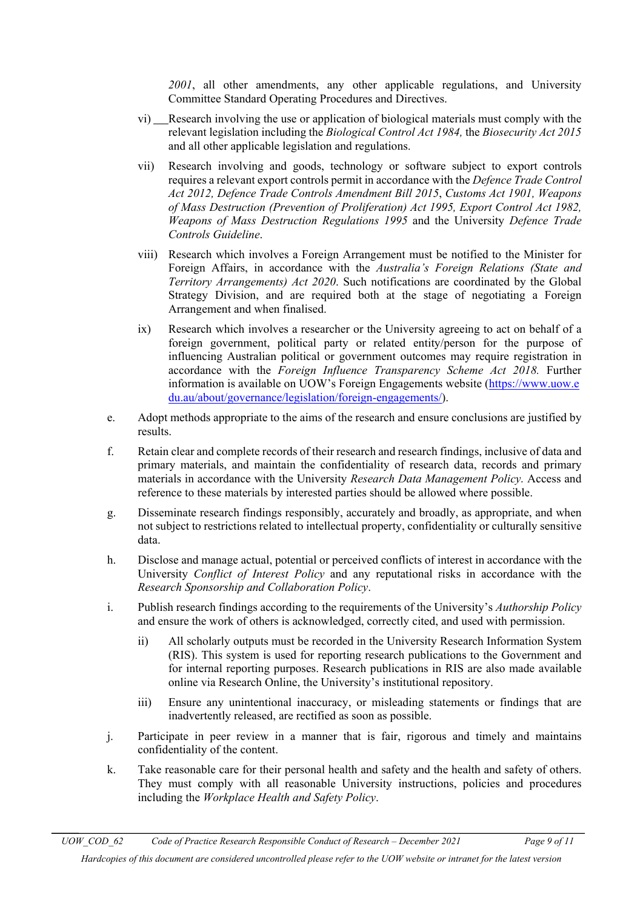*2001*, all other amendments, any other applicable regulations, and University Committee Standard Operating Procedures and Directives.

vi) Research involving the use or application of biological materials must comply with the relevant legislation including the *Biological Control Act 1984,* the *Biosecurity Act 2015* and all other applicable legislation and regulations.

vii) Research involving and goods, technology or software subject to export controls requires a relevant export controls permit in accordance with the *Defence Trade Control Act 2012, Defence Trade Controls Amendment Bill 2015*, *Customs Act 1901, Weapons of Mass Destruction (Prevention of Proliferation) Act 1995, Export Control Act 1982, Weapons of Mass Destruction Regulations 1995* and the University *Defence Trade Controls Guideline*.

viii) Research which involves a Foreign Arrangement must be notified to the Minister for Foreign Affairs, in accordance with the *Australia's Foreign Relations (State and Territory Arrangements) Act 2020*. Such notifications are coordinated by the Global Strategy Division, and are required both at the stage of negotiating a Foreign Arrangement and when finalised.

ix) Research which involves a researcher or the University agreeing to act on behalf of a foreign government, political party or related entity/person for the purpose of influencing Australian political or government outcomes may require registration in accordance with the *Foreign Influence Transparency Scheme Act 2018.* Further information is available on UOW's Foreign Engagements website (https://www.uow.edu.au/about/governance/legislation/foreign-engagements/).

e. Adopt methods appropriate to the aims of the research and ensure conclusions are justified by results.

f. Retain clear and complete records of their research and research findings, inclusive of data and primary materials, and maintain the confidentiality of research data, records and primary materials in accordance with the University *Research Data Management Policy.* Access and reference to these materials by interested parties should be allowed where possible.

g. Disseminate research findings responsibly, accurately and broadly, as appropriate, and when not subject to restrictions related to intellectual property, confidentiality or culturally sensitive data.

h. Disclose and manage actual, potential or perceived conflicts of interest in accordance with the University *Conflict of Interest Policy* and any reputational risks in accordance with the *Research Sponsorship and Collaboration Policy*.

i. Publish research findings according to the requirements of the University's *Authorship Policy* and ensure the work of others is acknowledged, correctly cited, and used with permission.

ii) All scholarly outputs must be recorded in the University Research Information System (RIS). This system is used for reporting research publications to the Government and for internal reporting purposes. Research publications in RIS are also made available online via Research Online, the University's institutional repository.

iii) Ensure any unintentional inaccuracy, or misleading statements or findings that are inadvertently released, are rectified as soon as possible.

j. Participate in peer review in a manner that is fair, rigorous and timely and maintains confidentiality of the content.

k. Take reasonable care for their personal health and safety and the health and safety of others. They must comply with all reasonable University instructions, policies and procedures including the *Workplace Health and Safety Policy*.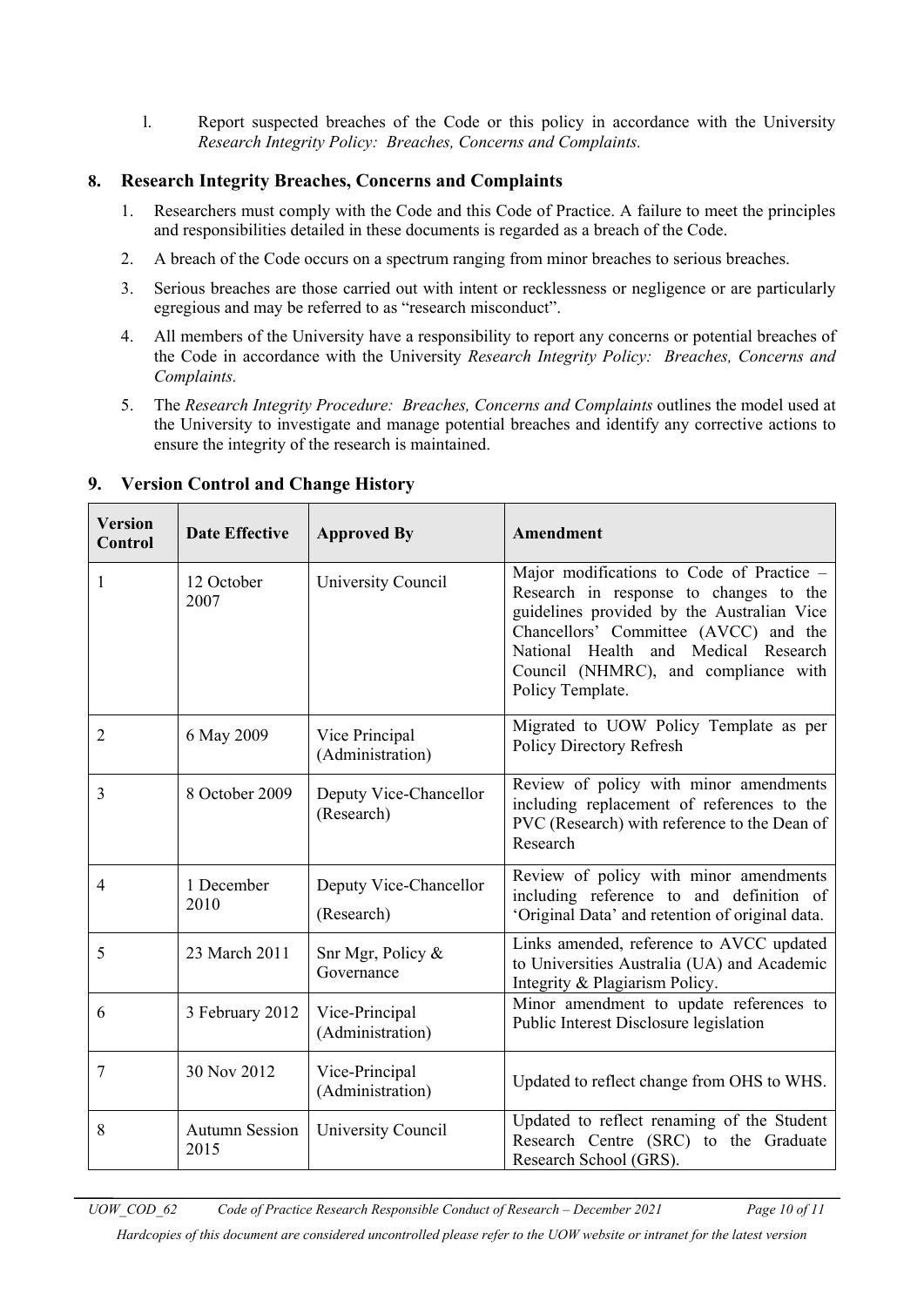l. Report suspected breaches of the Code or this policy in accordance with the University *Research Integrity Policy: Breaches, Concerns and Complaints.*

## 8. Research Integrity Breaches, Concerns and Complaints

1. Researchers must comply with the Code and this Code of Practice. A failure to meet the principles and responsibilities detailed in these documents is regarded as a breach of the Code.
2. A breach of the Code occurs on a spectrum ranging from minor breaches to serious breaches.
3. Serious breaches are those carried out with intent or recklessness or negligence or are particularly egregious and may be referred to as "research misconduct".
4. All members of the University have a responsibility to report any concerns or potential breaches of the Code in accordance with the University *Research Integrity Policy: Breaches, Concerns and Complaints.*
5. The *Research Integrity Procedure: Breaches, Concerns and Complaints* outlines the model used at the University to investigate and manage potential breaches and identify any corrective actions to ensure the integrity of the research is maintained.

## 9. Version Control and Change History

| Version Control | Date Effective | Approved By | Amendment |
|---|---|---|---|
| 1 | 12 October 2007 | University Council | Major modifications to Code of Practice – Research in response to changes to the guidelines provided by the Australian Vice Chancellors' Committee (AVCC) and the National Health and Medical Research Council (NHMRC), and compliance with Policy Template. |
| 2 | 6 May 2009 | Vice Principal (Administration) | Migrated to UOW Policy Template as per Policy Directory Refresh |
| 3 | 8 October 2009 | Deputy Vice-Chancellor (Research) | Review of policy with minor amendments including replacement of references to the PVC (Research) with reference to the Dean of Research |
| 4 | 1 December 2010 | Deputy Vice-Chancellor (Research) | Review of policy with minor amendments including reference to and definition of 'Original Data' and retention of original data. |
| 5 | 23 March 2011 | Snr Mgr, Policy & Governance | Links amended, reference to AVCC updated to Universities Australia (UA) and Academic Integrity & Plagiarism Policy. |
| 6 | 3 February 2012 | Vice-Principal (Administration) | Minor amendment to update references to Public Interest Disclosure legislation |
| 7 | 30 Nov 2012 | Vice-Principal (Administration) | Updated to reflect change from OHS to WHS. |
| 8 | Autumn Session 2015 | University Council | Updated to reflect renaming of the Student Research Centre (SRC) to the Graduate Research School (GRS). |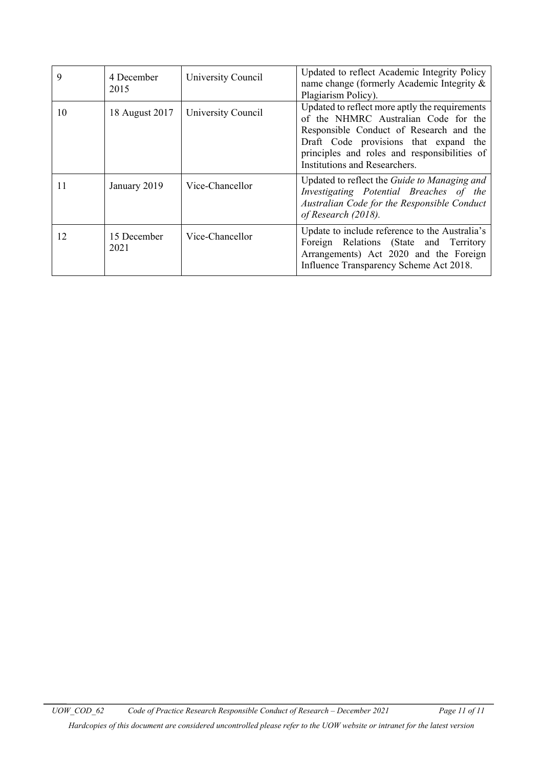| | | | |
|---|---|---|---|
| 9 | 4 December 2015 | University Council | Updated to reflect Academic Integrity Policy name change (formerly Academic Integrity & Plagiarism Policy). |
| 10 | 18 August 2017 | University Council | Updated to reflect more aptly the requirements of the NHMRC Australian Code for the Responsible Conduct of Research and the Draft Code provisions that expand the principles and roles and responsibilities of Institutions and Researchers. |
| 11 | January 2019 | Vice-Chancellor | Updated to reflect the *Guide to Managing and Investigating Potential Breaches of the Australian Code for the Responsible Conduct of Research (2018).* |
| 12 | 15 December 2021 | Vice-Chancellor | Update to include reference to the Australia's Foreign Relations (State and Territory Arrangements) Act 2020 and the Foreign Influence Transparency Scheme Act 2018. |